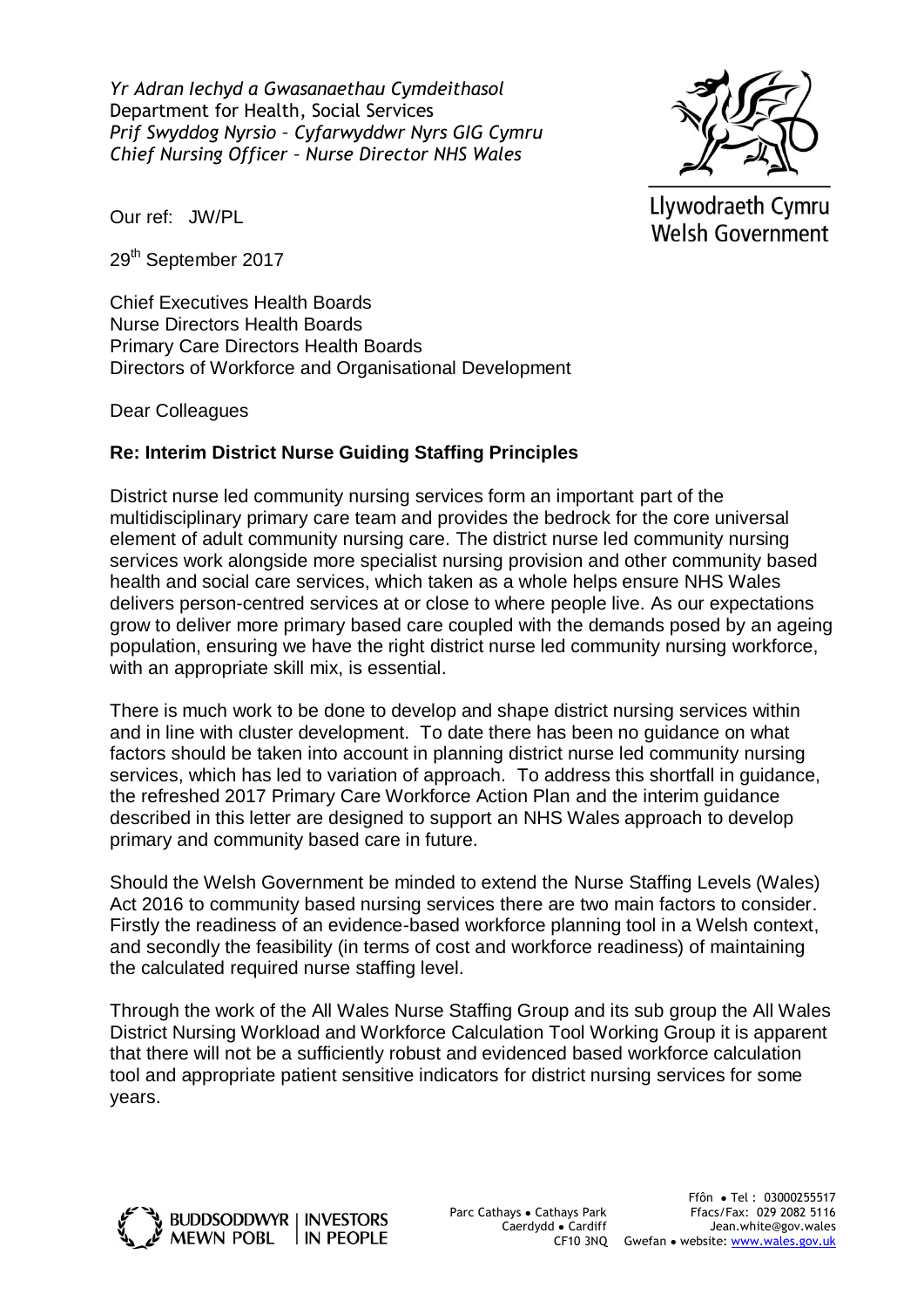*Yr Adran Iechyd a Gwasanaethau Cymdeithasol*
Department for Health, Social Services
*Prif Swyddog Nyrsio – Cyfarwyddwr Nyrs GIG Cymru*
*Chief Nursing Officer – Nurse Director NHS Wales*

Llywodraeth Cymru
Welsh Government

Our ref: JW/PL

29th September 2017

Chief Executives Health Boards
Nurse Directors Health Boards
Primary Care Directors Health Boards
Directors of Workforce and Organisational Development

Dear Colleagues

**Re: Interim District Nurse Guiding Staffing Principles**

District nurse led community nursing services form an important part of the multidisciplinary primary care team and provides the bedrock for the core universal element of adult community nursing care. The district nurse led community nursing services work alongside more specialist nursing provision and other community based health and social care services, which taken as a whole helps ensure NHS Wales delivers person-centred services at or close to where people live. As our expectations grow to deliver more primary based care coupled with the demands posed by an ageing population, ensuring we have the right district nurse led community nursing workforce, with an appropriate skill mix, is essential.

There is much work to be done to develop and shape district nursing services within and in line with cluster development. To date there has been no guidance on what factors should be taken into account in planning district nurse led community nursing services, which has led to variation of approach. To address this shortfall in guidance, the refreshed 2017 Primary Care Workforce Action Plan and the interim guidance described in this letter are designed to support an NHS Wales approach to develop primary and community based care in future.

Should the Welsh Government be minded to extend the Nurse Staffing Levels (Wales) Act 2016 to community based nursing services there are two main factors to consider. Firstly the readiness of an evidence-based workforce planning tool in a Welsh context, and secondly the feasibility (in terms of cost and workforce readiness) of maintaining the calculated required nurse staffing level.

Through the work of the All Wales Nurse Staffing Group and its sub group the All Wales District Nursing Workload and Workforce Calculation Tool Working Group it is apparent that there will not be a sufficiently robust and evidenced based workforce calculation tool and appropriate patient sensitive indicators for district nursing services for some years.

BUDDSODDWYR MEWN POBL | INVESTORS IN PEOPLE

Parc Cathays ● Cathays Park
Caerdydd ● Cardiff
CF10 3NQ

Ffôn ● Tel : 03000255517
Ffacs/Fax: 029 2082 5116
Jean.white@gov.wales
Gwefan ● website: www.wales.gov.uk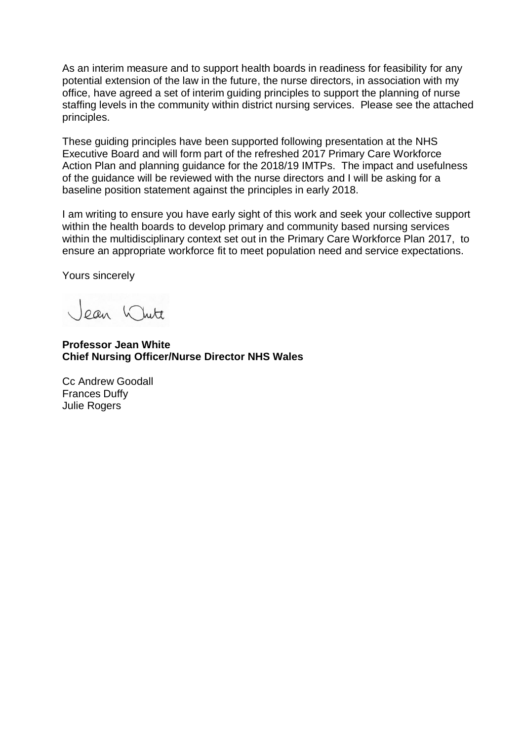As an interim measure and to support health boards in readiness for feasibility for any potential extension of the law in the future, the nurse directors, in association with my office, have agreed a set of interim guiding principles to support the planning of nurse staffing levels in the community within district nursing services. Please see the attached principles.

These guiding principles have been supported following presentation at the NHS Executive Board and will form part of the refreshed 2017 Primary Care Workforce Action Plan and planning guidance for the 2018/19 IMTPs. The impact and usefulness of the guidance will be reviewed with the nurse directors and I will be asking for a baseline position statement against the principles in early 2018.

I am writing to ensure you have early sight of this work and seek your collective support within the health boards to develop primary and community based nursing services within the multidisciplinary context set out in the Primary Care Workforce Plan 2017, to ensure an appropriate workforce fit to meet population need and service expectations.

Yours sincerely

Jean White

**Professor Jean White**
**Chief Nursing Officer/Nurse Director NHS Wales**

Cc Andrew Goodall
Frances Duffy
Julie Rogers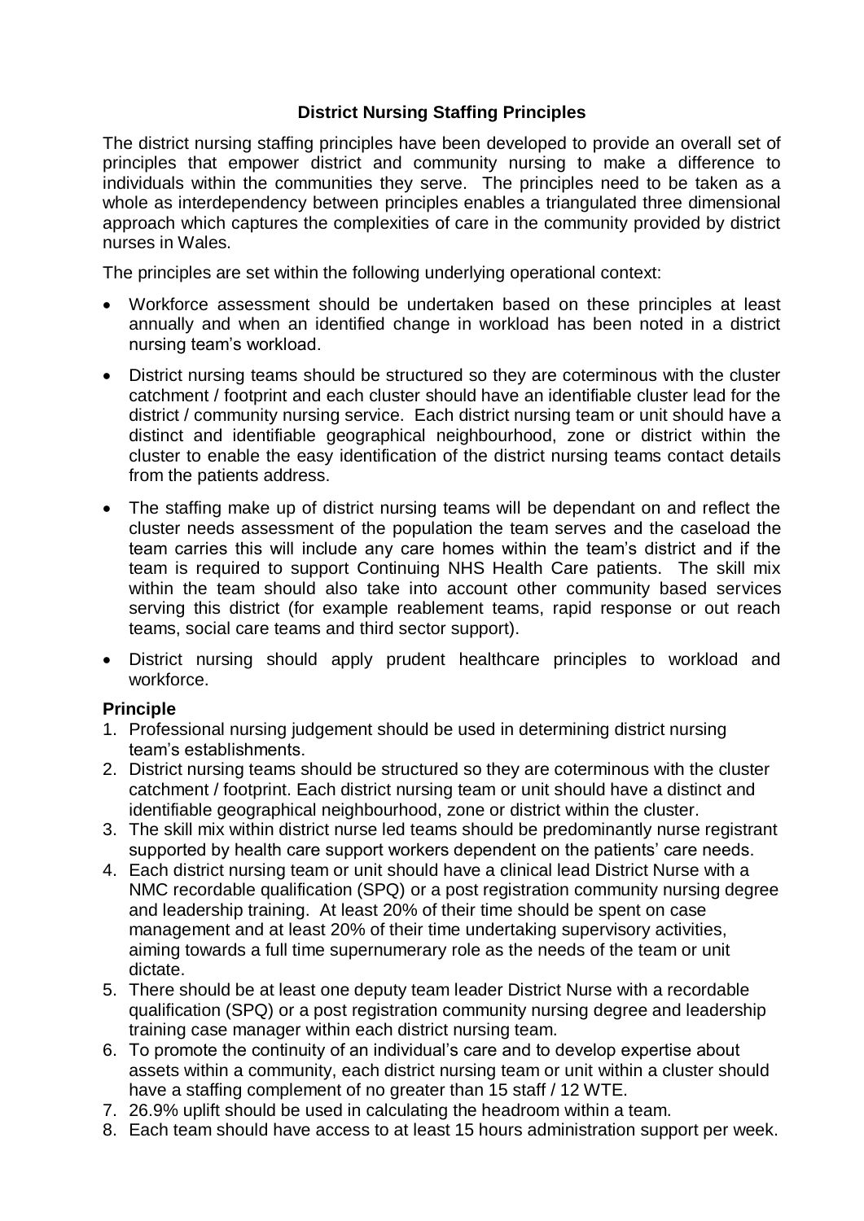**District Nursing Staffing Principles**

The district nursing staffing principles have been developed to provide an overall set of principles that empower district and community nursing to make a difference to individuals within the communities they serve. The principles need to be taken as a whole as interdependency between principles enables a triangulated three dimensional approach which captures the complexities of care in the community provided by district nurses in Wales.

The principles are set within the following underlying operational context:

- Workforce assessment should be undertaken based on these principles at least annually and when an identified change in workload has been noted in a district nursing team's workload.
- District nursing teams should be structured so they are coterminous with the cluster catchment / footprint and each cluster should have an identifiable cluster lead for the district / community nursing service. Each district nursing team or unit should have a distinct and identifiable geographical neighbourhood, zone or district within the cluster to enable the easy identification of the district nursing teams contact details from the patients address.
- The staffing make up of district nursing teams will be dependant on and reflect the cluster needs assessment of the population the team serves and the caseload the team carries this will include any care homes within the team's district and if the team is required to support Continuing NHS Health Care patients. The skill mix within the team should also take into account other community based services serving this district (for example reablement teams, rapid response or out reach teams, social care teams and third sector support).
- District nursing should apply prudent healthcare principles to workload and workforce.

**Principle**

1. Professional nursing judgement should be used in determining district nursing team's establishments.
2. District nursing teams should be structured so they are coterminous with the cluster catchment / footprint. Each district nursing team or unit should have a distinct and identifiable geographical neighbourhood, zone or district within the cluster.
3. The skill mix within district nurse led teams should be predominantly nurse registrant supported by health care support workers dependent on the patients' care needs.
4. Each district nursing team or unit should have a clinical lead District Nurse with a NMC recordable qualification (SPQ) or a post registration community nursing degree and leadership training. At least 20% of their time should be spent on case management and at least 20% of their time undertaking supervisory activities, aiming towards a full time supernumerary role as the needs of the team or unit dictate.
5. There should be at least one deputy team leader District Nurse with a recordable qualification (SPQ) or a post registration community nursing degree and leadership training case manager within each district nursing team.
6. To promote the continuity of an individual's care and to develop expertise about assets within a community, each district nursing team or unit within a cluster should have a staffing complement of no greater than 15 staff / 12 WTE.
7. 26.9% uplift should be used in calculating the headroom within a team.
8. Each team should have access to at least 15 hours administration support per week.